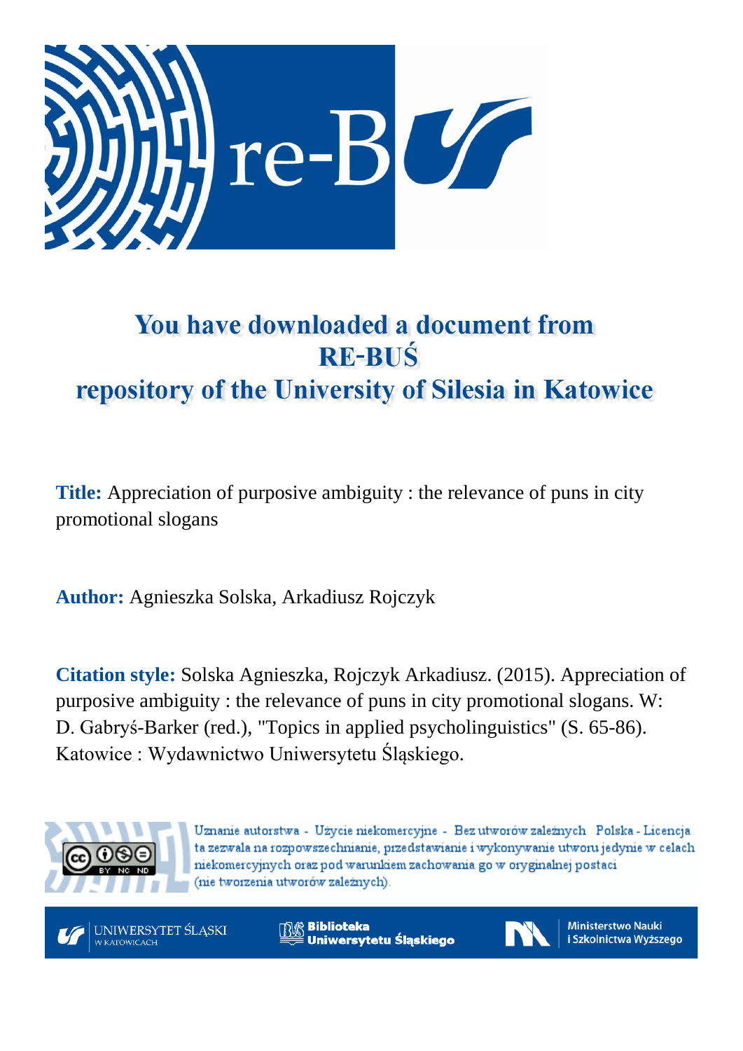re-BUŚ

# You have downloaded a document from RE-BUŚ repository of the University of Silesia in Katowice

**Title:** Appreciation of purposive ambiguity : the relevance of puns in city promotional slogans

**Author:** Agnieszka Solska, Arkadiusz Rojczyk

**Citation style:** Solska Agnieszka, Rojczyk Arkadiusz. (2015). Appreciation of purposive ambiguity : the relevance of puns in city promotional slogans. W: D. Gabryś-Barker (red.), "Topics in applied psycholinguistics" (S. 65-86). Katowice : Wydawnictwo Uniwersytetu Śląskiego.

Uznanie autorstwa - Użycie niekomercyjne - Bez utworów zależnych Polska - Licencja ta zezwala na rozpowszechnianie, przedstawianie i wykonywanie utworu jedynie w celach niekomercyjnych oraz pod warunkiem zachowania go w oryginalnej postaci (nie tworzenia utworów zależnych).

UNIWERSYTET ŚLĄSKI W KATOWICACH | Biblioteka Uniwersytetu Śląskiego | Ministerstwo Nauki i Szkolnictwa Wyższego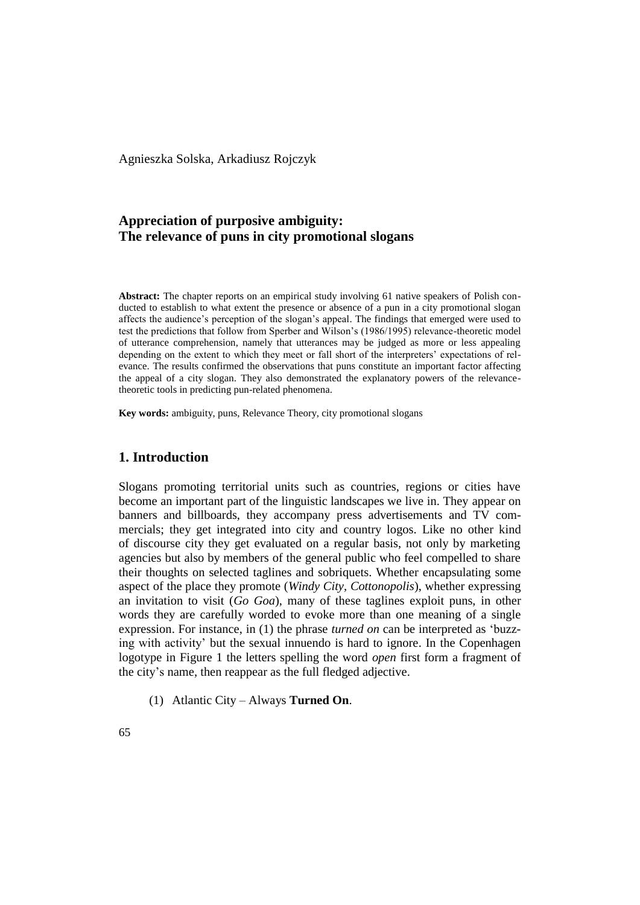Agnieszka Solska, Arkadiusz Rojczyk

## Appreciation of purposive ambiguity: The relevance of puns in city promotional slogans

**Abstract:** The chapter reports on an empirical study involving 61 native speakers of Polish conducted to establish to what extent the presence or absence of a pun in a city promotional slogan affects the audience's perception of the slogan's appeal. The findings that emerged were used to test the predictions that follow from Sperber and Wilson's (1986/1995) relevance-theoretic model of utterance comprehension, namely that utterances may be judged as more or less appealing depending on the extent to which they meet or fall short of the interpreters' expectations of relevance. The results confirmed the observations that puns constitute an important factor affecting the appeal of a city slogan. They also demonstrated the explanatory powers of the relevance-theoretic tools in predicting pun-related phenomena.

**Key words:** ambiguity, puns, Relevance Theory, city promotional slogans

## 1. Introduction

Slogans promoting territorial units such as countries, regions or cities have become an important part of the linguistic landscapes we live in. They appear on banners and billboards, they accompany press advertisements and TV commercials; they get integrated into city and country logos. Like no other kind of discourse city they get evaluated on a regular basis, not only by marketing agencies but also by members of the general public who feel compelled to share their thoughts on selected taglines and sobriquets. Whether encapsulating some aspect of the place they promote (*Windy City*, *Cottonopolis*), whether expressing an invitation to visit (*Go Goa*), many of these taglines exploit puns, in other words they are carefully worded to evoke more than one meaning of a single expression. For instance, in (1) the phrase *turned on* can be interpreted as 'buzzing with activity' but the sexual innuendo is hard to ignore. In the Copenhagen logotype in Figure 1 the letters spelling the word *open* first form a fragment of the city's name, then reappear as the full fledged adjective.

(1) Atlantic City – Always **Turned On**.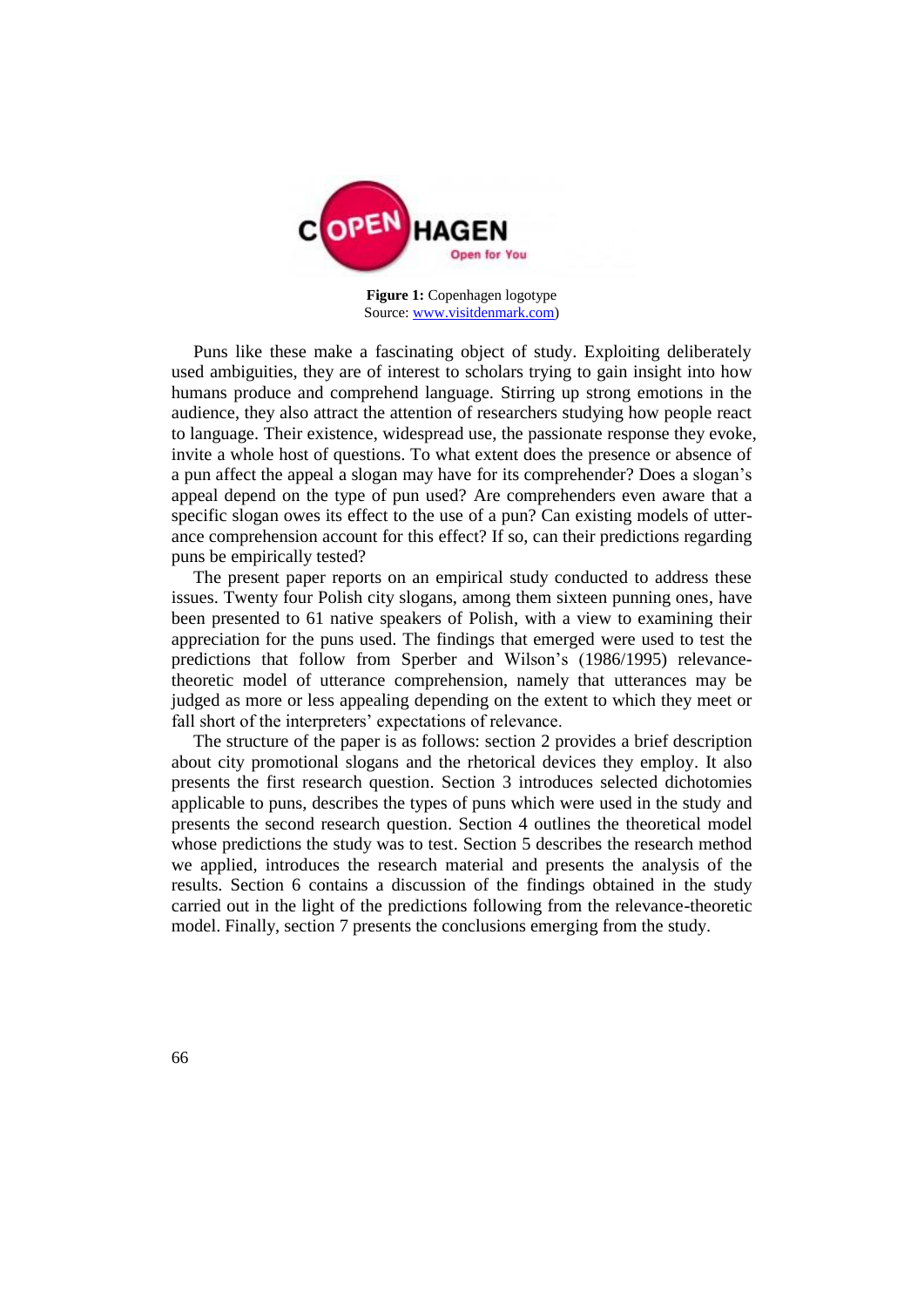**Figure 1:** Copenhagen logotype
Source: www.visitdenmark.com)

Puns like these make a fascinating object of study. Exploiting deliberately used ambiguities, they are of interest to scholars trying to gain insight into how humans produce and comprehend language. Stirring up strong emotions in the audience, they also attract the attention of researchers studying how people react to language. Their existence, widespread use, the passionate response they evoke, invite a whole host of questions. To what extent does the presence or absence of a pun affect the appeal a slogan may have for its comprehender? Does a slogan's appeal depend on the type of pun used? Are comprehenders even aware that a specific slogan owes its effect to the use of a pun? Can existing models of utterance comprehension account for this effect? If so, can their predictions regarding puns be empirically tested?

The present paper reports on an empirical study conducted to address these issues. Twenty four Polish city slogans, among them sixteen punning ones, have been presented to 61 native speakers of Polish, with a view to examining their appreciation for the puns used. The findings that emerged were used to test the predictions that follow from Sperber and Wilson's (1986/1995) relevance-theoretic model of utterance comprehension, namely that utterances may be judged as more or less appealing depending on the extent to which they meet or fall short of the interpreters' expectations of relevance.

The structure of the paper is as follows: section 2 provides a brief description about city promotional slogans and the rhetorical devices they employ. It also presents the first research question. Section 3 introduces selected dichotomies applicable to puns, describes the types of puns which were used in the study and presents the second research question. Section 4 outlines the theoretical model whose predictions the study was to test. Section 5 describes the research method we applied, introduces the research material and presents the analysis of the results. Section 6 contains a discussion of the findings obtained in the study carried out in the light of the predictions following from the relevance-theoretic model. Finally, section 7 presents the conclusions emerging from the study.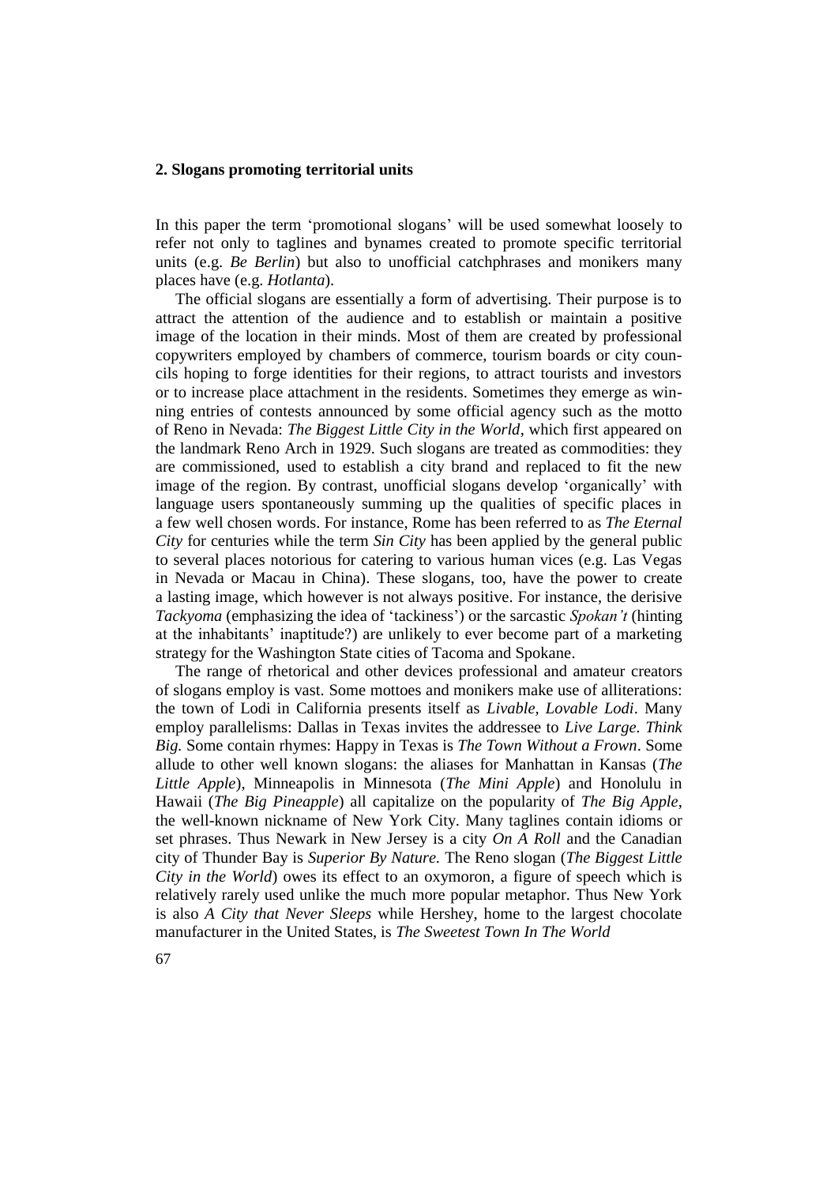## 2. Slogans promoting territorial units

In this paper the term 'promotional slogans' will be used somewhat loosely to refer not only to taglines and bynames created to promote specific territorial units (e.g. *Be Berlin*) but also to unofficial catchphrases and monikers many places have (e.g. *Hotlanta*).

The official slogans are essentially a form of advertising. Their purpose is to attract the attention of the audience and to establish or maintain a positive image of the location in their minds. Most of them are created by professional copywriters employed by chambers of commerce, tourism boards or city councils hoping to forge identities for their regions, to attract tourists and investors or to increase place attachment in the residents. Sometimes they emerge as winning entries of contests announced by some official agency such as the motto of Reno in Nevada: *The Biggest Little City in the World*, which first appeared on the landmark Reno Arch in 1929. Such slogans are treated as commodities: they are commissioned, used to establish a city brand and replaced to fit the new image of the region. By contrast, unofficial slogans develop 'organically' with language users spontaneously summing up the qualities of specific places in a few well chosen words. For instance, Rome has been referred to as *The Eternal City* for centuries while the term *Sin City* has been applied by the general public to several places notorious for catering to various human vices (e.g. Las Vegas in Nevada or Macau in China). These slogans, too, have the power to create a lasting image, which however is not always positive. For instance, the derisive *Tackyoma* (emphasizing the idea of 'tackiness') or the sarcastic *Spokan't* (hinting at the inhabitants' inaptitude?) are unlikely to ever become part of a marketing strategy for the Washington State cities of Tacoma and Spokane.

The range of rhetorical and other devices professional and amateur creators of slogans employ is vast. Some mottoes and monikers make use of alliterations: the town of Lodi in California presents itself as *Livable, Lovable Lodi*. Many employ parallelisms: Dallas in Texas invites the addressee to *Live Large. Think Big.* Some contain rhymes: Happy in Texas is *The Town Without a Frown*. Some allude to other well known slogans: the aliases for Manhattan in Kansas (*The Little Apple*), Minneapolis in Minnesota (*The Mini Apple*) and Honolulu in Hawaii (*The Big Pineapple*) all capitalize on the popularity of *The Big Apple*, the well-known nickname of New York City. Many taglines contain idioms or set phrases. Thus Newark in New Jersey is a city *On A Roll* and the Canadian city of Thunder Bay is *Superior By Nature.* The Reno slogan (*The Biggest Little City in the World*) owes its effect to an oxymoron, a figure of speech which is relatively rarely used unlike the much more popular metaphor. Thus New York is also *A City that Never Sleeps* while Hershey, home to the largest chocolate manufacturer in the United States, is *The Sweetest Town In The World*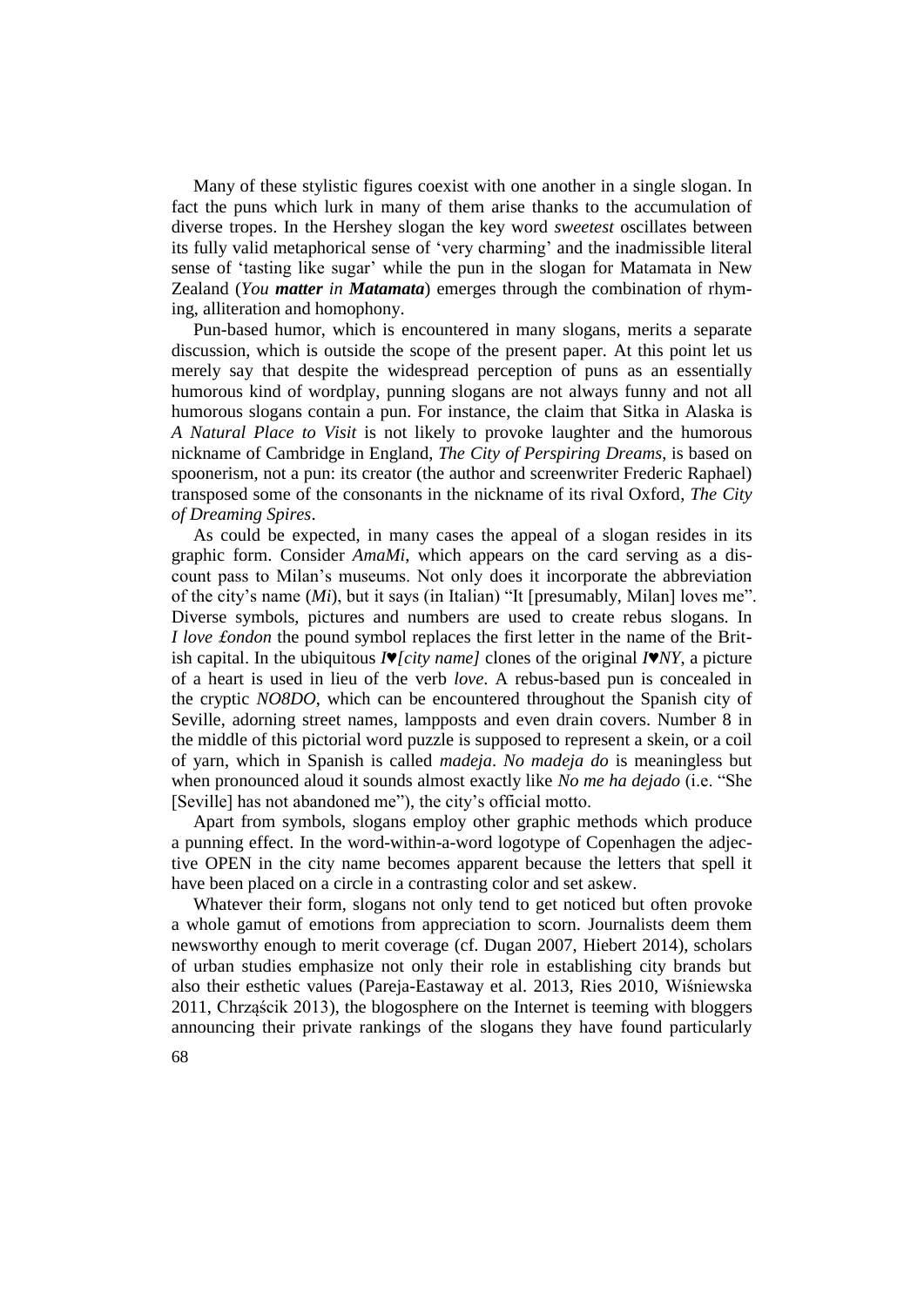Many of these stylistic figures coexist with one another in a single slogan. In fact the puns which lurk in many of them arise thanks to the accumulation of diverse tropes. In the Hershey slogan the key word *sweetest* oscillates between its fully valid metaphorical sense of 'very charming' and the inadmissible literal sense of 'tasting like sugar' while the pun in the slogan for Matamata in New Zealand (*You **matter** in **Matamata***) emerges through the combination of rhyming, alliteration and homophony.

Pun-based humor, which is encountered in many slogans, merits a separate discussion, which is outside the scope of the present paper. At this point let us merely say that despite the widespread perception of puns as an essentially humorous kind of wordplay, punning slogans are not always funny and not all humorous slogans contain a pun. For instance, the claim that Sitka in Alaska is *A Natural Place to Visit* is not likely to provoke laughter and the humorous nickname of Cambridge in England, *The City of Perspiring Dreams*, is based on spoonerism, not a pun: its creator (the author and screenwriter Frederic Raphael) transposed some of the consonants in the nickname of its rival Oxford, *The City of Dreaming Spires*.

As could be expected, in many cases the appeal of a slogan resides in its graphic form. Consider *AmaMi*, which appears on the card serving as a discount pass to Milan's museums. Not only does it incorporate the abbreviation of the city's name (*Mi*), but it says (in Italian) "It [presumably, Milan] loves me". Diverse symbols, pictures and numbers are used to create rebus slogans. In *I love £ondon* the pound symbol replaces the first letter in the name of the British capital. In the ubiquitous ***I♥[city name]*** clones of the original ***I♥NY***, a picture of a heart is used in lieu of the verb *love*. A rebus-based pun is concealed in the cryptic *NO8DO*, which can be encountered throughout the Spanish city of Seville, adorning street names, lampposts and even drain covers. Number 8 in the middle of this pictorial word puzzle is supposed to represent a skein, or a coil of yarn, which in Spanish is called *madeja*. *No madeja do* is meaningless but when pronounced aloud it sounds almost exactly like *No me ha dejado* (i.e. "She [Seville] has not abandoned me"), the city's official motto.

Apart from symbols, slogans employ other graphic methods which produce a punning effect. In the word-within-a-word logotype of Copenhagen the adjective OPEN in the city name becomes apparent because the letters that spell it have been placed on a circle in a contrasting color and set askew.

Whatever their form, slogans not only tend to get noticed but often provoke a whole gamut of emotions from appreciation to scorn. Journalists deem them newsworthy enough to merit coverage (cf. Dugan 2007, Hiebert 2014), scholars of urban studies emphasize not only their role in establishing city brands but also their esthetic values (Pareja-Eastaway et al. 2013, Ries 2010, Wiśniewska 2011, Chrząścik 2013), the blogosphere on the Internet is teeming with bloggers announcing their private rankings of the slogans they have found particularly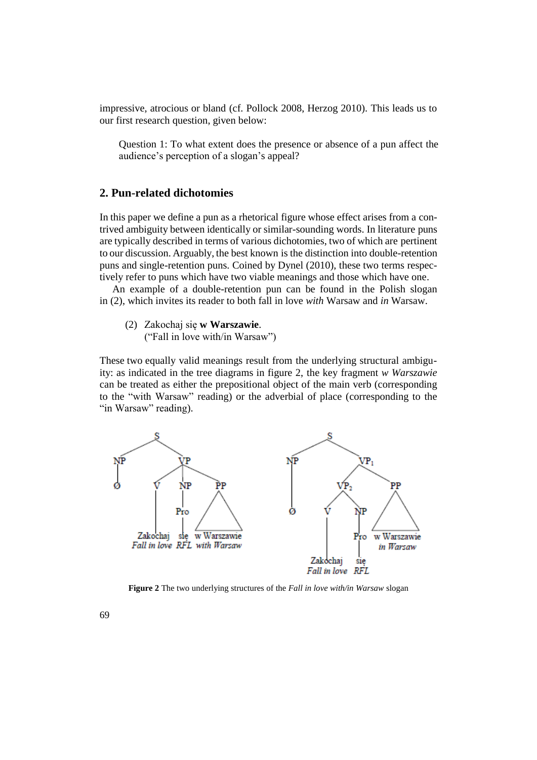impressive, atrocious or bland (cf. Pollock 2008, Herzog 2010). This leads us to our first research question, given below:

> Question 1: To what extent does the presence or absence of a pun affect the audience's perception of a slogan's appeal?

## 2. Pun-related dichotomies

In this paper we define a pun as a rhetorical figure whose effect arises from a contrived ambiguity between identically or similar-sounding words. In literature puns are typically described in terms of various dichotomies, two of which are pertinent to our discussion. Arguably, the best known is the distinction into double-retention puns and single-retention puns. Coined by Dynel (2010), these two terms respectively refer to puns which have two viable meanings and those which have one.

An example of a double-retention pun can be found in the Polish slogan in (2), which invites its reader to both fall in love *with* Warsaw and *in* Warsaw.

(2) Zakochaj się **w Warszawie**.
("Fall in love with/in Warsaw")

These two equally valid meanings result from the underlying structural ambiguity: as indicated in the tree diagrams in figure 2, the key fragment *w Warszawie* can be treated as either the prepositional object of the main verb (corresponding to the "with Warsaw" reading) or the adverbial of place (corresponding to the "in Warsaw" reading).

**Figure 2** The two underlying structures of the *Fall in love with/in Warsaw* slogan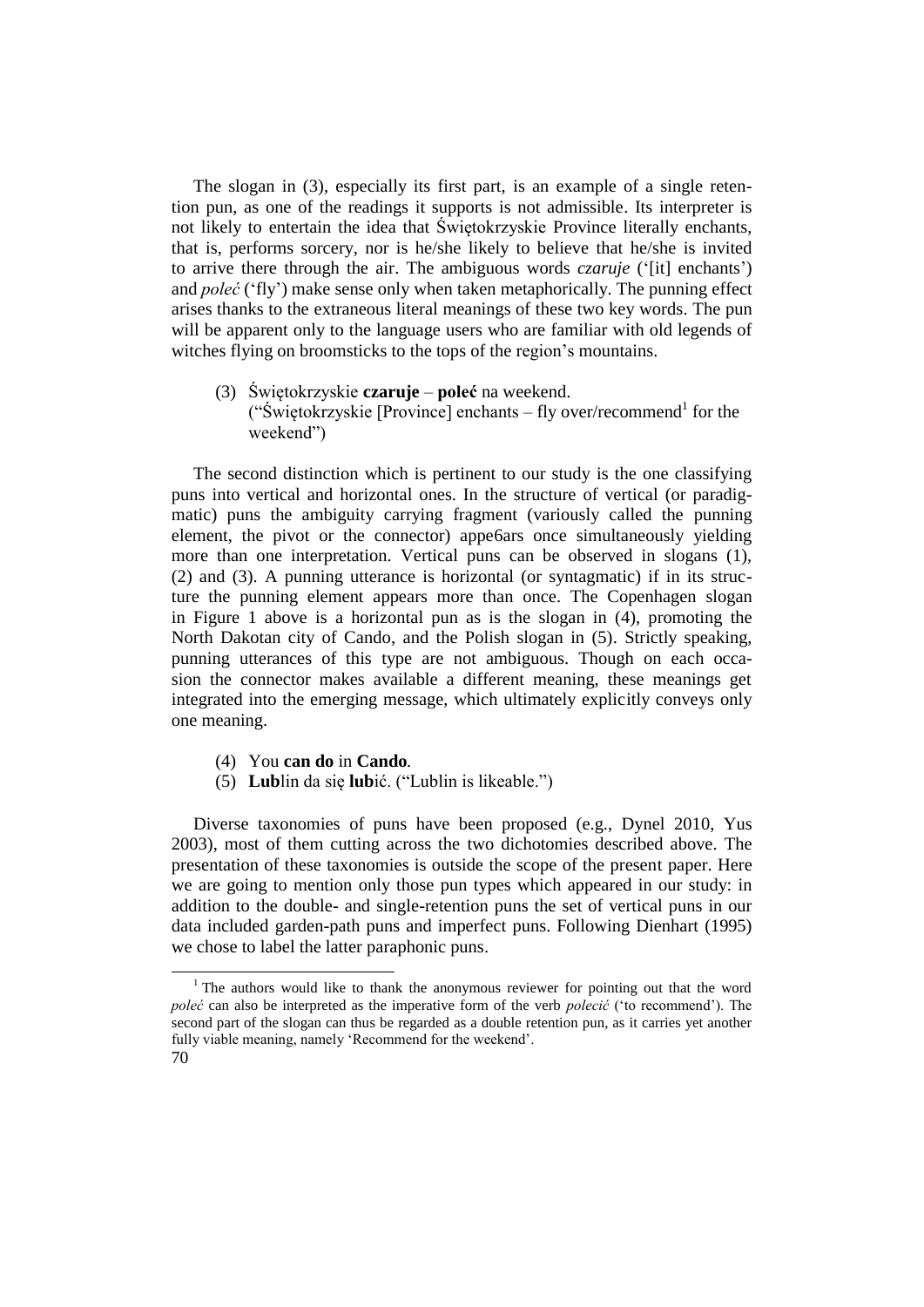The slogan in (3), especially its first part, is an example of a single retention pun, as one of the readings it supports is not admissible. Its interpreter is not likely to entertain the idea that Świętokrzyskie Province literally enchants, that is, performs sorcery, nor is he/she likely to believe that he/she is invited to arrive there through the air. The ambiguous words *czaruje* ('[it] enchants') and *poleć* ('fly') make sense only when taken metaphorically. The punning effect arises thanks to the extraneous literal meanings of these two key words. The pun will be apparent only to the language users who are familiar with old legends of witches flying on broomsticks to the tops of the region's mountains.

(3) Świętokrzyskie **czaruje** – **poleć** na weekend.
("Świętokrzyskie [Province] enchants – fly over/recommend[1] for the weekend")

The second distinction which is pertinent to our study is the one classifying puns into vertical and horizontal ones. In the structure of vertical (or paradigmatic) puns the ambiguity carrying fragment (variously called the punning element, the pivot or the connector) appe6ars once simultaneously yielding more than one interpretation. Vertical puns can be observed in slogans (1), (2) and (3). A punning utterance is horizontal (or syntagmatic) if in its structure the punning element appears more than once. The Copenhagen slogan in Figure 1 above is a horizontal pun as is the slogan in (4), promoting the North Dakotan city of Cando, and the Polish slogan in (5). Strictly speaking, punning utterances of this type are not ambiguous. Though on each occasion the connector makes available a different meaning, these meanings get integrated into the emerging message, which ultimately explicitly conveys only one meaning.

(4) You **can do** in **Cando**.
(5) **Lub**lin da się **lub**ić. ("Lublin is likeable.")

Diverse taxonomies of puns have been proposed (e.g., Dynel 2010, Yus 2003), most of them cutting across the two dichotomies described above. The presentation of these taxonomies is outside the scope of the present paper. Here we are going to mention only those pun types which appeared in our study: in addition to the double- and single-retention puns the set of vertical puns in our data included garden-path puns and imperfect puns. Following Dienhart (1995) we chose to label the latter paraphonic puns.

---

[1] The authors would like to thank the anonymous reviewer for pointing out that the word *poleć* can also be interpreted as the imperative form of the verb *polecić* ('to recommend'). The second part of the slogan can thus be regarded as a double retention pun, as it carries yet another fully viable meaning, namely 'Recommend for the weekend'.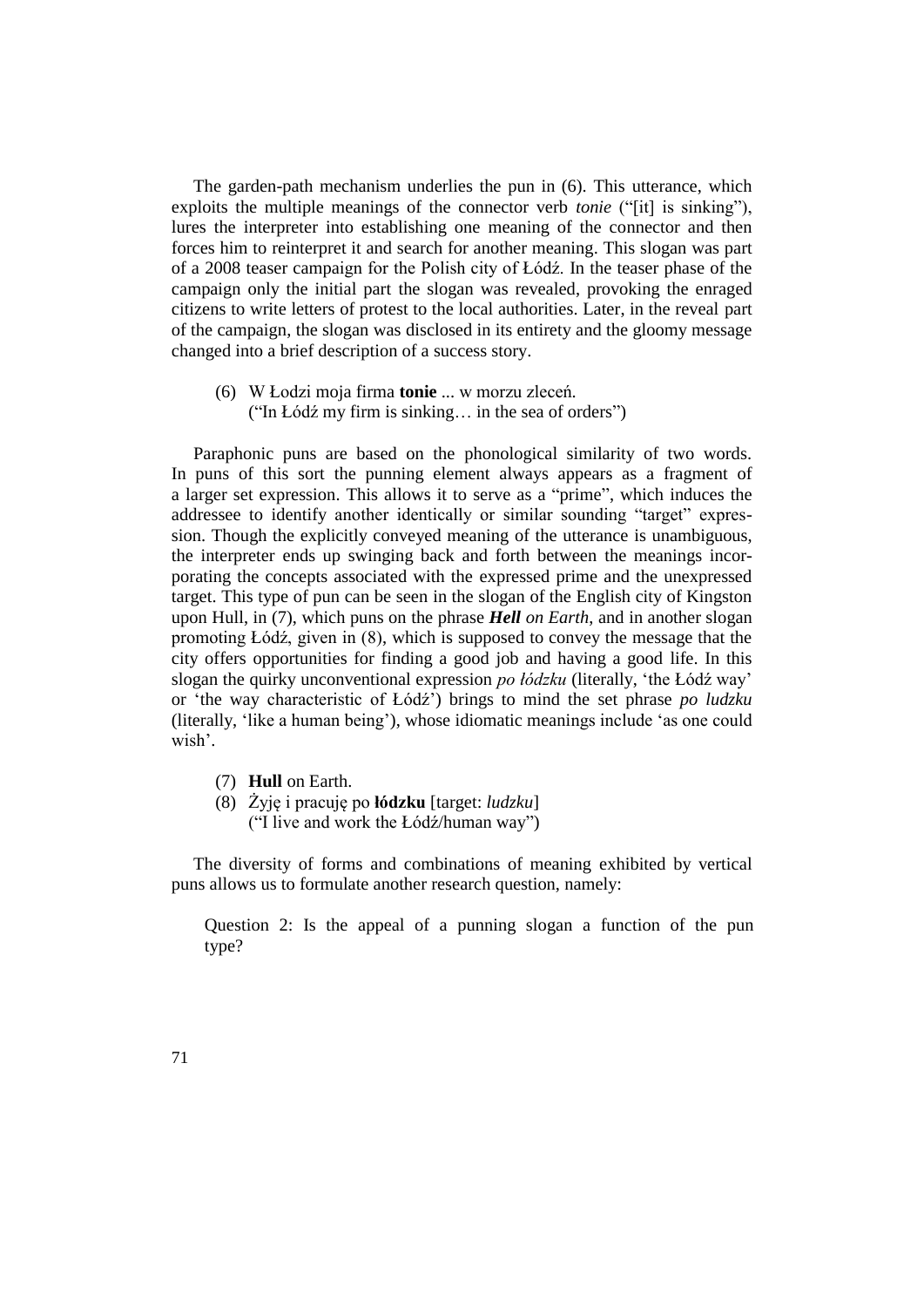The garden-path mechanism underlies the pun in (6). This utterance, which exploits the multiple meanings of the connector verb *tonie* ("[it] is sinking"), lures the interpreter into establishing one meaning of the connector and then forces him to reinterpret it and search for another meaning. This slogan was part of a 2008 teaser campaign for the Polish city of Łódź. In the teaser phase of the campaign only the initial part the slogan was revealed, provoking the enraged citizens to write letters of protest to the local authorities. Later, in the reveal part of the campaign, the slogan was disclosed in its entirety and the gloomy message changed into a brief description of a success story.

(6) W Łodzi moja firma **tonie** ... w morzu zleceń.
("In Łódź my firm is sinking… in the sea of orders")

Paraphonic puns are based on the phonological similarity of two words. In puns of this sort the punning element always appears as a fragment of a larger set expression. This allows it to serve as a "prime", which induces the addressee to identify another identically or similar sounding "target" expression. Though the explicitly conveyed meaning of the utterance is unambiguous, the interpreter ends up swinging back and forth between the meanings incorporating the concepts associated with the expressed prime and the unexpressed target. This type of pun can be seen in the slogan of the English city of Kingston upon Hull, in (7), which puns on the phrase ***Hell*** *on Earth*, and in another slogan promoting Łódź, given in (8), which is supposed to convey the message that the city offers opportunities for finding a good job and having a good life. In this slogan the quirky unconventional expression *po łódzku* (literally, 'the Łódź way' or 'the way characteristic of Łódź') brings to mind the set phrase *po ludzku* (literally, 'like a human being'), whose idiomatic meanings include 'as one could wish'.

(7) **Hull** on Earth.
(8) Żyję i pracuję po **łódzku** [target: *ludzku*]
("I live and work the Łódź/human way")

The diversity of forms and combinations of meaning exhibited by vertical puns allows us to formulate another research question, namely:

Question 2: Is the appeal of a punning slogan a function of the pun type?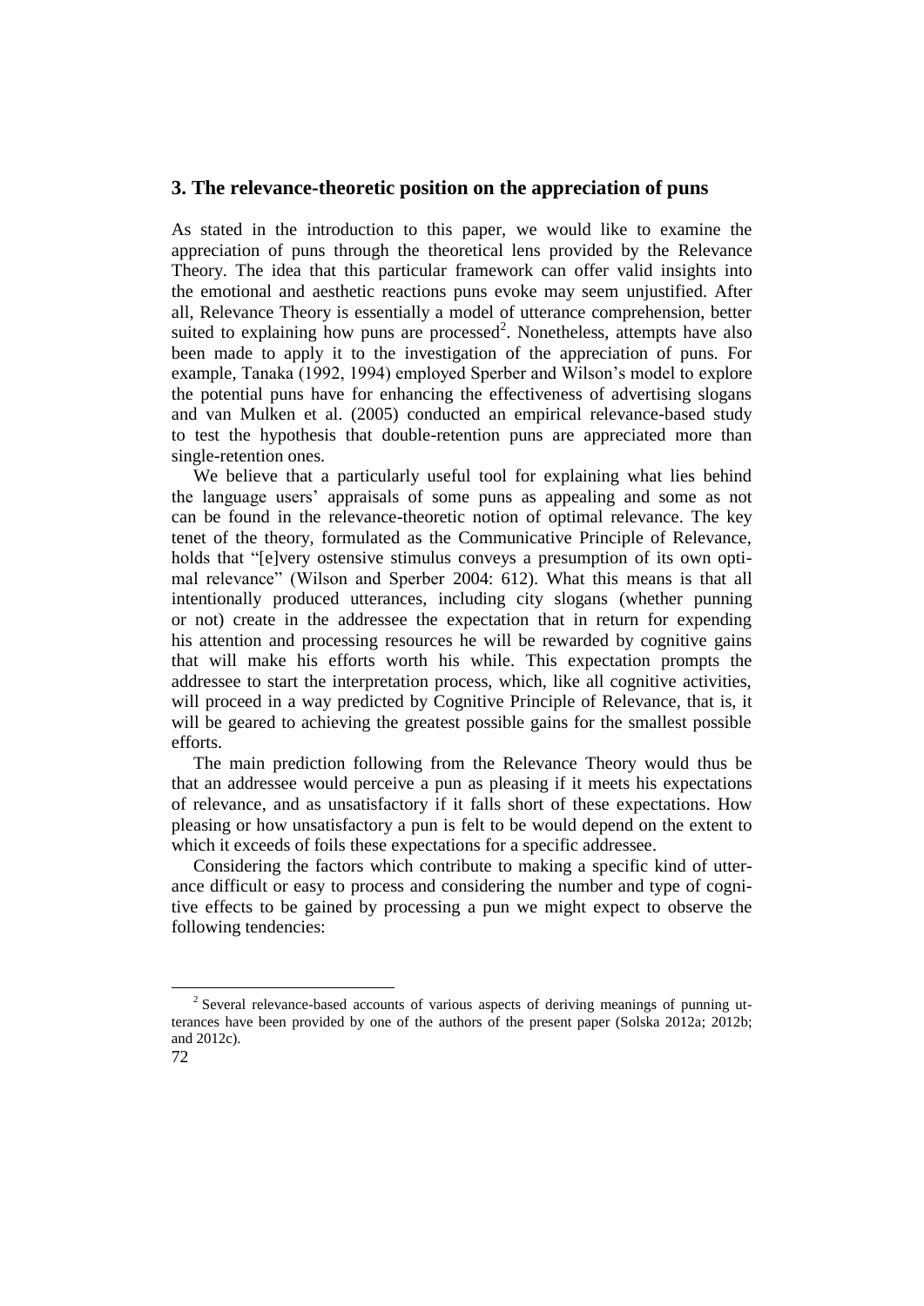## 3. The relevance-theoretic position on the appreciation of puns

As stated in the introduction to this paper, we would like to examine the appreciation of puns through the theoretical lens provided by the Relevance Theory. The idea that this particular framework can offer valid insights into the emotional and aesthetic reactions puns evoke may seem unjustified. After all, Relevance Theory is essentially a model of utterance comprehension, better suited to explaining how puns are processed[2]. Nonetheless, attempts have also been made to apply it to the investigation of the appreciation of puns. For example, Tanaka (1992, 1994) employed Sperber and Wilson's model to explore the potential puns have for enhancing the effectiveness of advertising slogans and van Mulken et al. (2005) conducted an empirical relevance-based study to test the hypothesis that double-retention puns are appreciated more than single-retention ones.

We believe that a particularly useful tool for explaining what lies behind the language users' appraisals of some puns as appealing and some as not can be found in the relevance-theoretic notion of optimal relevance. The key tenet of the theory, formulated as the Communicative Principle of Relevance, holds that "[e]very ostensive stimulus conveys a presumption of its own optimal relevance" (Wilson and Sperber 2004: 612). What this means is that all intentionally produced utterances, including city slogans (whether punning or not) create in the addressee the expectation that in return for expending his attention and processing resources he will be rewarded by cognitive gains that will make his efforts worth his while. This expectation prompts the addressee to start the interpretation process, which, like all cognitive activities, will proceed in a way predicted by Cognitive Principle of Relevance, that is, it will be geared to achieving the greatest possible gains for the smallest possible efforts.

The main prediction following from the Relevance Theory would thus be that an addressee would perceive a pun as pleasing if it meets his expectations of relevance, and as unsatisfactory if it falls short of these expectations. How pleasing or how unsatisfactory a pun is felt to be would depend on the extent to which it exceeds of foils these expectations for a specific addressee.

Considering the factors which contribute to making a specific kind of utterance difficult or easy to process and considering the number and type of cognitive effects to be gained by processing a pun we might expect to observe the following tendencies:

[2] Several relevance-based accounts of various aspects of deriving meanings of punning utterances have been provided by one of the authors of the present paper (Solska 2012a; 2012b; and 2012c).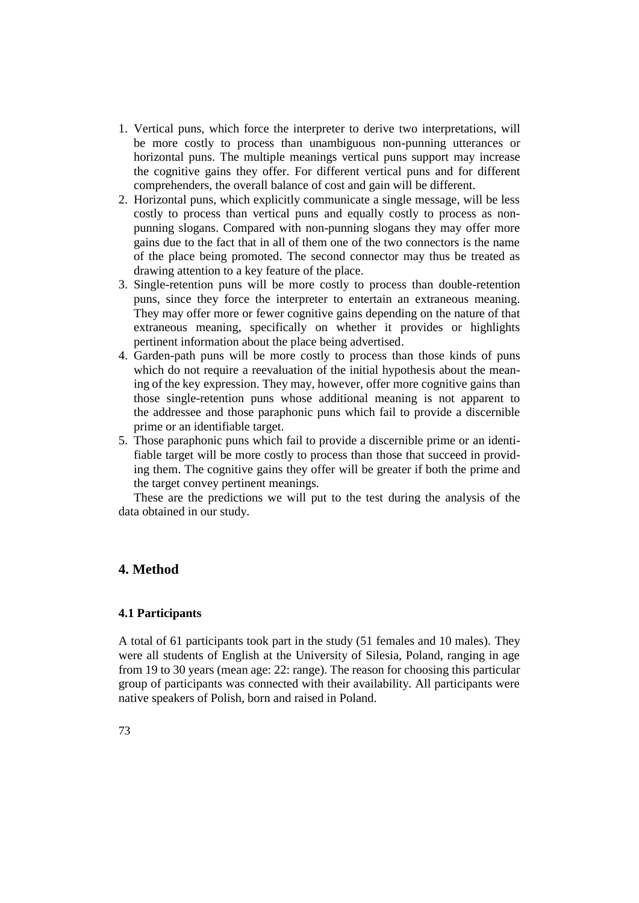1. Vertical puns, which force the interpreter to derive two interpretations, will be more costly to process than unambiguous non-punning utterances or horizontal puns. The multiple meanings vertical puns support may increase the cognitive gains they offer. For different vertical puns and for different comprehenders, the overall balance of cost and gain will be different.
2. Horizontal puns, which explicitly communicate a single message, will be less costly to process than vertical puns and equally costly to process as non-punning slogans. Compared with non-punning slogans they may offer more gains due to the fact that in all of them one of the two connectors is the name of the place being promoted. The second connector may thus be treated as drawing attention to a key feature of the place.
3. Single-retention puns will be more costly to process than double-retention puns, since they force the interpreter to entertain an extraneous meaning. They may offer more or fewer cognitive gains depending on the nature of that extraneous meaning, specifically on whether it provides or highlights pertinent information about the place being advertised.
4. Garden-path puns will be more costly to process than those kinds of puns which do not require a reevaluation of the initial hypothesis about the meaning of the key expression. They may, however, offer more cognitive gains than those single-retention puns whose additional meaning is not apparent to the addressee and those paraphonic puns which fail to provide a discernible prime or an identifiable target.
5. Those paraphonic puns which fail to provide a discernible prime or an identifiable target will be more costly to process than those that succeed in providing them. The cognitive gains they offer will be greater if both the prime and the target convey pertinent meanings.

These are the predictions we will put to the test during the analysis of the data obtained in our study.

## 4. Method

### 4.1 Participants

A total of 61 participants took part in the study (51 females and 10 males). They were all students of English at the University of Silesia, Poland, ranging in age from 19 to 30 years (mean age: 22: range). The reason for choosing this particular group of participants was connected with their availability. All participants were native speakers of Polish, born and raised in Poland.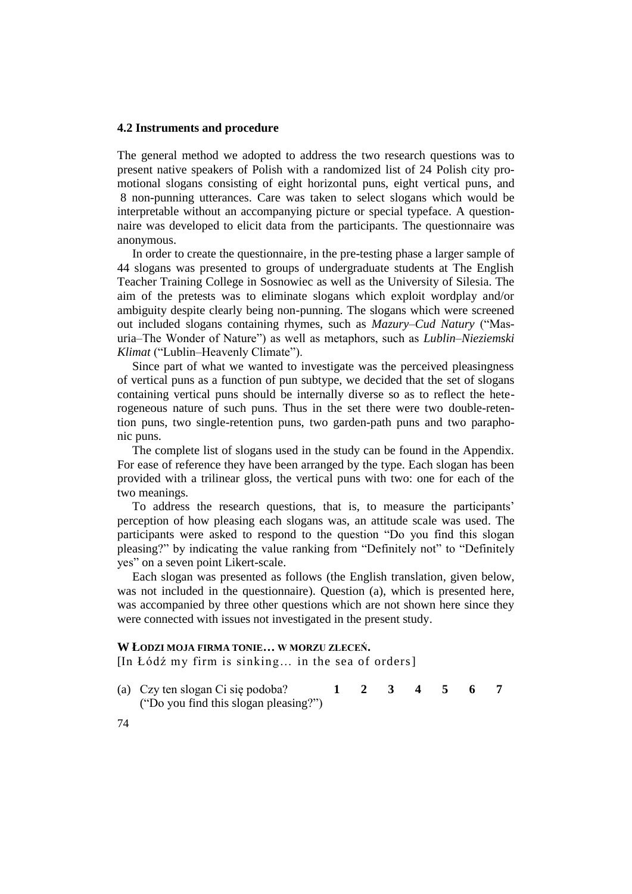### 4.2 Instruments and procedure

The general method we adopted to address the two research questions was to present native speakers of Polish with a randomized list of 24 Polish city promotional slogans consisting of eight horizontal puns, eight vertical puns, and 8 non-punning utterances. Care was taken to select slogans which would be interpretable without an accompanying picture or special typeface. A questionnaire was developed to elicit data from the participants. The questionnaire was anonymous.

In order to create the questionnaire, in the pre-testing phase a larger sample of 44 slogans was presented to groups of undergraduate students at The English Teacher Training College in Sosnowiec as well as the University of Silesia. The aim of the pretests was to eliminate slogans which exploit wordplay and/or ambiguity despite clearly being non-punning. The slogans which were screened out included slogans containing rhymes, such as *Mazury–Cud Natury* ("Masuria–The Wonder of Nature") as well as metaphors, such as *Lublin–Nieziemski Klimat* ("Lublin–Heavenly Climate").

Since part of what we wanted to investigate was the perceived pleasingness of vertical puns as a function of pun subtype, we decided that the set of slogans containing vertical puns should be internally diverse so as to reflect the heterogeneous nature of such puns. Thus in the set there were two double-retention puns, two single-retention puns, two garden-path puns and two paraphonic puns.

The complete list of slogans used in the study can be found in the Appendix. For ease of reference they have been arranged by the type. Each slogan has been provided with a trilinear gloss, the vertical puns with two: one for each of the two meanings.

To address the research questions, that is, to measure the participants' perception of how pleasing each slogans was, an attitude scale was used. The participants were asked to respond to the question "Do you find this slogan pleasing?" by indicating the value ranking from "Definitely not" to "Definitely yes" on a seven point Likert-scale.

Each slogan was presented as follows (the English translation, given below, was not included in the questionnaire). Question (a), which is presented here, was accompanied by three other questions which are not shown here since they were connected with issues not investigated in the present study.

**W ŁODZI MOJA FIRMA TONIE… W MORZU ZLECEŃ.**
[In Łódź my firm is sinking… in the sea of orders]

(a) Czy ten slogan Ci się podoba? **1 2 3 4 5 6 7**
("Do you find this slogan pleasing?")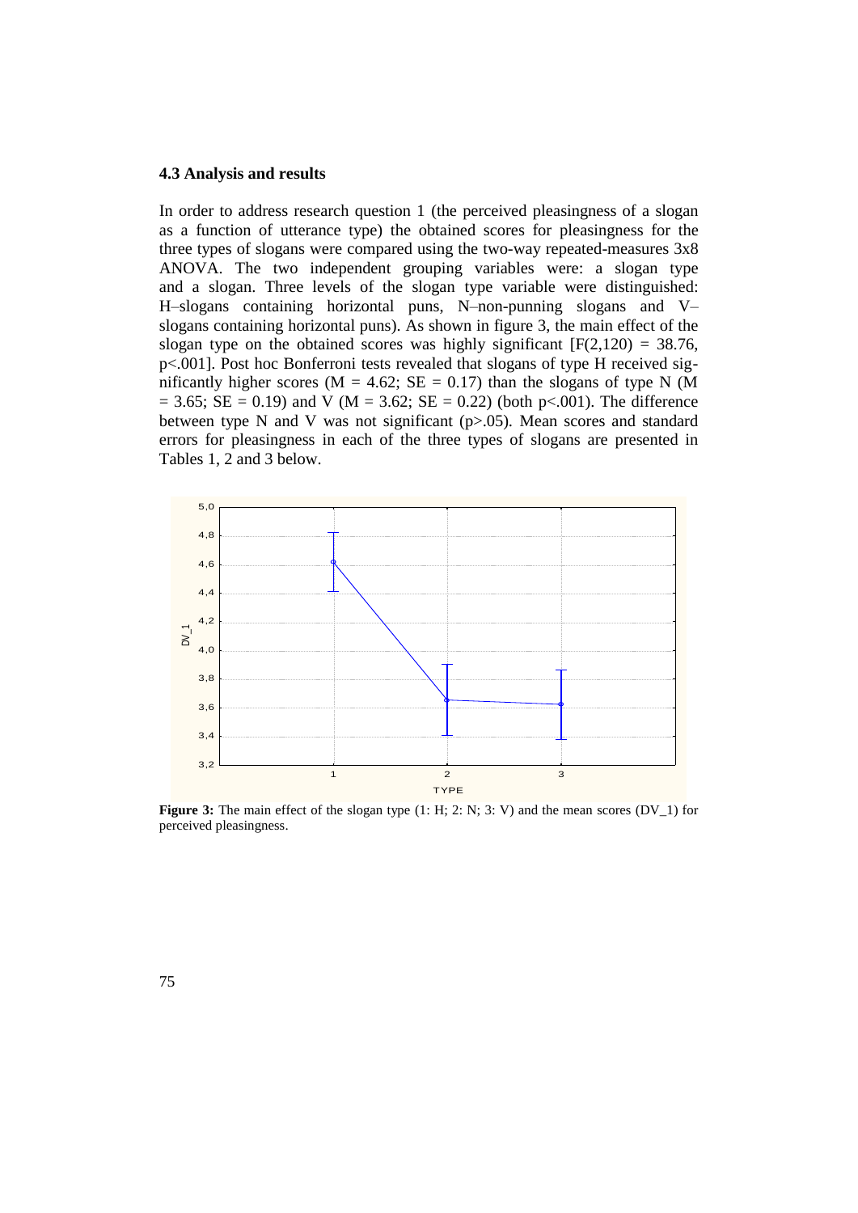### 4.3 Analysis and results

In order to address research question 1 (the perceived pleasingness of a slogan as a function of utterance type) the obtained scores for pleasingness for the three types of slogans were compared using the two-way repeated-measures 3x8 ANOVA. The two independent grouping variables were: a slogan type and a slogan. Three levels of the slogan type variable were distinguished: H–slogans containing horizontal puns, N–non-punning slogans and V–slogans containing horizontal puns). As shown in figure 3, the main effect of the slogan type on the obtained scores was highly significant [$F(2,120) = 38.76$, $p<.001$]. Post hoc Bonferroni tests revealed that slogans of type H received significantly higher scores ($M = 4.62$; $SE = 0.17$) than the slogans of type N ($M = 3.65$; $SE = 0.19$) and V ($M = 3.62$; $SE = 0.22$) (both $p<.001$). The difference between type N and V was not significant ($p>.05$). Mean scores and standard errors for pleasingness in each of the three types of slogans are presented in Tables 1, 2 and 3 below.

**Figure 3:** The main effect of the slogan type (1: H; 2: N; 3: V) and the mean scores (DV_1) for perceived pleasingness.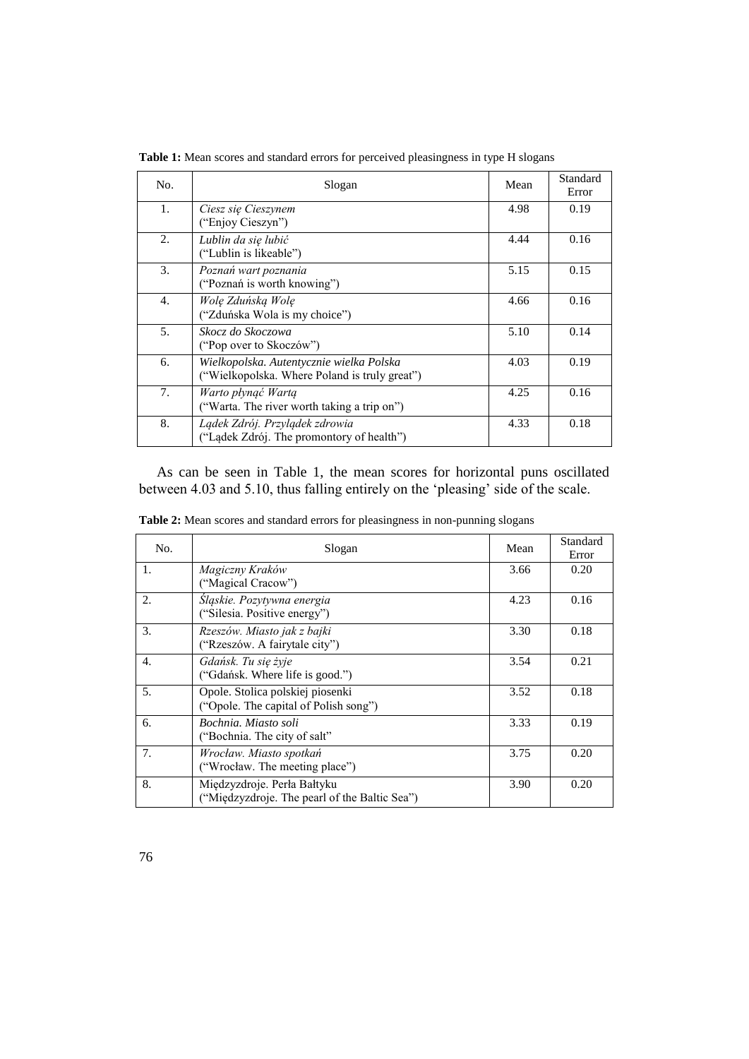**Table 1:** Mean scores and standard errors for perceived pleasingness in type H slogans

| No. | Slogan | Mean | Standard Error |
|---|---|---|---|
| 1. | *Ciesz się Cieszynem* ("Enjoy Cieszyn") | 4.98 | 0.19 |
| 2. | *Lublin da się lubić* ("Lublin is likeable") | 4.44 | 0.16 |
| 3. | *Poznań wart poznania* ("Poznań is worth knowing") | 5.15 | 0.15 |
| 4. | *Wolę Zduńską Wolę* ("Zduńska Wola is my choice") | 4.66 | 0.16 |
| 5. | *Skocz do Skoczowa* ("Pop over to Skoczów") | 5.10 | 0.14 |
| 6. | *Wielkopolska. Autentycznie wielka Polska* ("Wielkopolska. Where Poland is truly great") | 4.03 | 0.19 |
| 7. | *Warto płynąć Wartą* ("Warta. The river worth taking a trip on") | 4.25 | 0.16 |
| 8. | *Lądek Zdrój. Przylądek zdrowia* ("Lądek Zdrój. The promontory of health") | 4.33 | 0.18 |

As can be seen in Table 1, the mean scores for horizontal puns oscillated between 4.03 and 5.10, thus falling entirely on the 'pleasing' side of the scale.

**Table 2:** Mean scores and standard errors for pleasingness in non-punning slogans

| No. | Slogan | Mean | Standard Error |
|---|---|---|---|
| 1. | *Magiczny Kraków* ("Magical Cracow") | 3.66 | 0.20 |
| 2. | *Śląskie. Pozytywna energia* ("Silesia. Positive energy") | 4.23 | 0.16 |
| 3. | *Rzeszów. Miasto jak z bajki* ("Rzeszów. A fairytale city") | 3.30 | 0.18 |
| 4. | *Gdańsk. Tu się żyje* ("Gdańsk. Where life is good.") | 3.54 | 0.21 |
| 5. | Opole. Stolica polskiej piosenki ("Opole. The capital of Polish song") | 3.52 | 0.18 |
| 6. | *Bochnia. Miasto soli* ("Bochnia. The city of salt" | 3.33 | 0.19 |
| 7. | *Wrocław. Miasto spotkań* ("Wrocław. The meeting place") | 3.75 | 0.20 |
| 8. | Międzyzdroje. Perła Bałtyku ("Międzyzdroje. The pearl of the Baltic Sea") | 3.90 | 0.20 |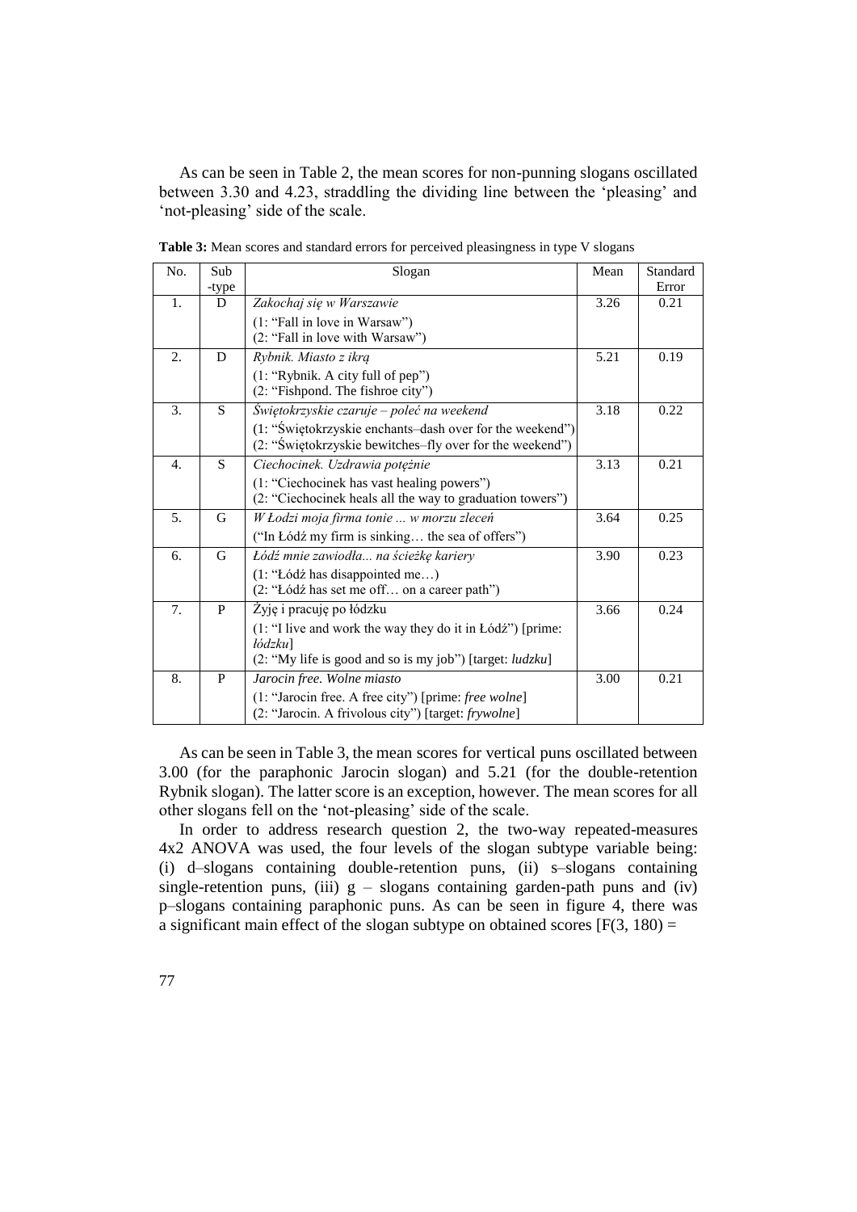As can be seen in Table 2, the mean scores for non-punning slogans oscillated between 3.30 and 4.23, straddling the dividing line between the 'pleasing' and 'not-pleasing' side of the scale.

**Table 3:** Mean scores and standard errors for perceived pleasingness in type V slogans

| No. | Sub-type | Slogan | Mean | Standard Error |
|---|---|---|---|---|
| 1. | D | *Zakochaj się w Warszawie*<br>(1: "Fall in love in Warsaw")<br>(2: "Fall in love with Warsaw") | 3.26 | 0.21 |
| 2. | D | *Rybnik. Miasto z ikrą*<br>(1: "Rybnik. A city full of pep")<br>(2: "Fishpond. The fishroe city") | 5.21 | 0.19 |
| 3. | S | *Świętokrzyskie czaruje – poleć na weekend*<br>(1: "Świętokrzyskie enchants–dash over for the weekend")<br>(2: "Świętokrzyskie bewitches–fly over for the weekend") | 3.18 | 0.22 |
| 4. | S | *Ciechocinek. Uzdrawia potężnie*<br>(1: "Ciechocinek has vast healing powers")<br>(2: "Ciechocinek heals all the way to graduation towers") | 3.13 | 0.21 |
| 5. | G | *W Łodzi moja firma tonie ... w morzu zleceń*<br>("In Łódź my firm is sinking… the sea of offers") | 3.64 | 0.25 |
| 6. | G | *Łódź mnie zawiodła... na ścieżkę kariery*<br>(1: "Łódź has disappointed me…)<br>(2: "Łódź has set me off… on a career path") | 3.90 | 0.23 |
| 7. | P | Żyję i pracuję po łódzku<br>(1: "I live and work the way they do it in Łódź") [prime: *łódzku*]<br>(2: "My life is good and so is my job") [target: *ludzku*] | 3.66 | 0.24 |
| 8. | P | *Jarocin free. Wolne miasto*<br>(1: "Jarocin free. A free city") [prime: *free wolne*]<br>(2: "Jarocin. A frivolous city") [target: *frywolne*] | 3.00 | 0.21 |

As can be seen in Table 3, the mean scores for vertical puns oscillated between 3.00 (for the paraphonic Jarocin slogan) and 5.21 (for the double-retention Rybnik slogan). The latter score is an exception, however. The mean scores for all other slogans fell on the 'not-pleasing' side of the scale.

In order to address research question 2, the two-way repeated-measures 4x2 ANOVA was used, the four levels of the slogan subtype variable being: (i) d–slogans containing double-retention puns, (ii) s–slogans containing single-retention puns, (iii) g – slogans containing garden-path puns and (iv) p–slogans containing paraphonic puns. As can be seen in figure 4, there was a significant main effect of the slogan subtype on obtained scores [$F(3, 180) =$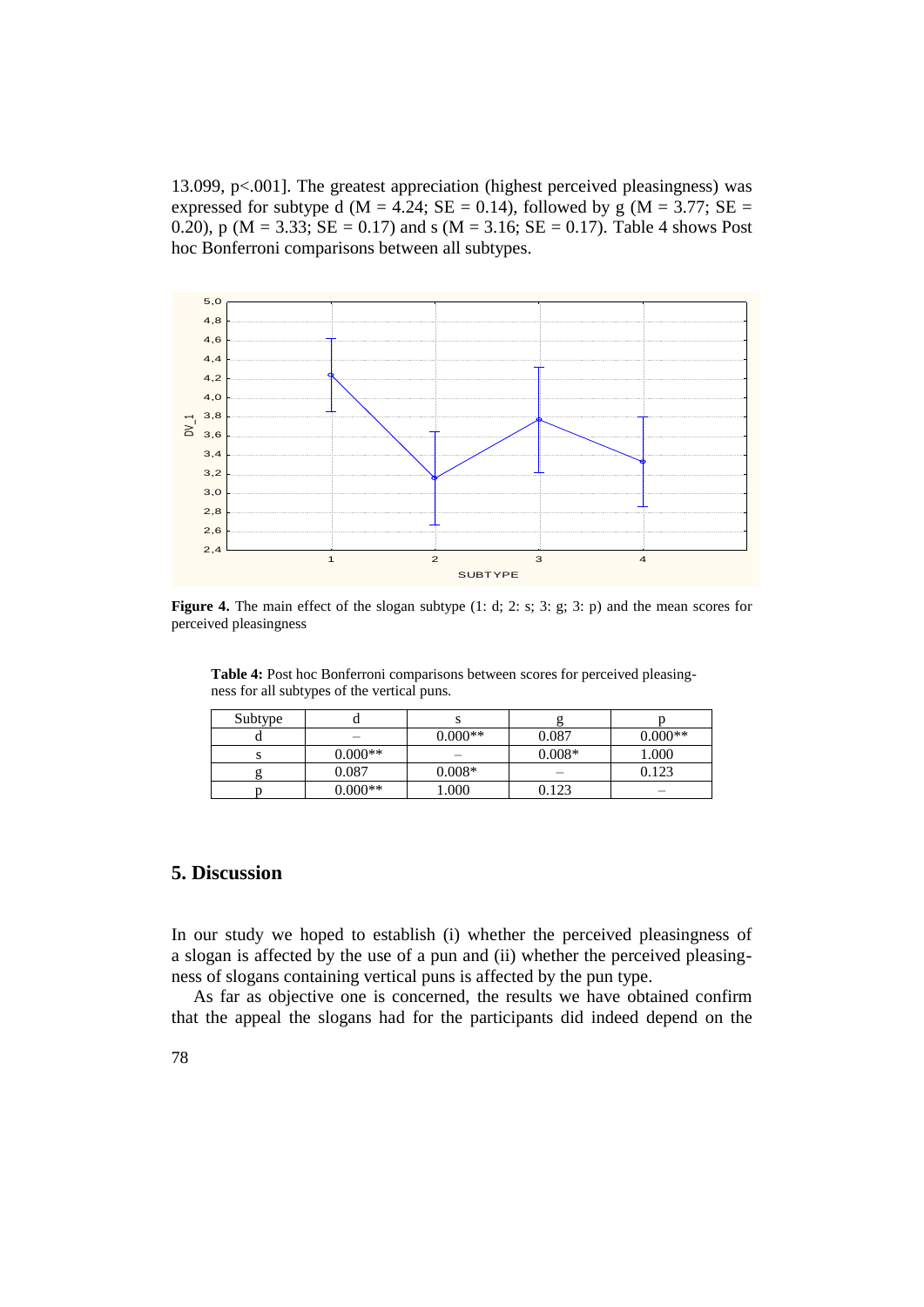13.099, $p<.001$]. The greatest appreciation (highest perceived pleasingness) was expressed for subtype d ($M = 4.24$; $SE = 0.14$), followed by g ($M = 3.77$; $SE = 0.20$), p ($M = 3.33$; $SE = 0.17$) and s ($M = 3.16$; $SE = 0.17$). Table 4 shows Post hoc Bonferroni comparisons between all subtypes.

**Figure 4.** The main effect of the slogan subtype (1: d; 2: s; 3: g; 3: p) and the mean scores for perceived pleasingness

**Table 4:** Post hoc Bonferroni comparisons between scores for perceived pleasingness for all subtypes of the vertical puns.

| Subtype | d | s | g | p |
|---|---|---|---|---|
| d | – | 0.000** | 0.087 | 0.000** |
| s | 0.000** | – | 0.008* | 1.000 |
| g | 0.087 | 0.008* | – | 0.123 |
| p | 0.000** | 1.000 | 0.123 | – |

## 5. Discussion

In our study we hoped to establish (i) whether the perceived pleasingness of a slogan is affected by the use of a pun and (ii) whether the perceived pleasingness of slogans containing vertical puns is affected by the pun type.

As far as objective one is concerned, the results we have obtained confirm that the appeal the slogans had for the participants did indeed depend on the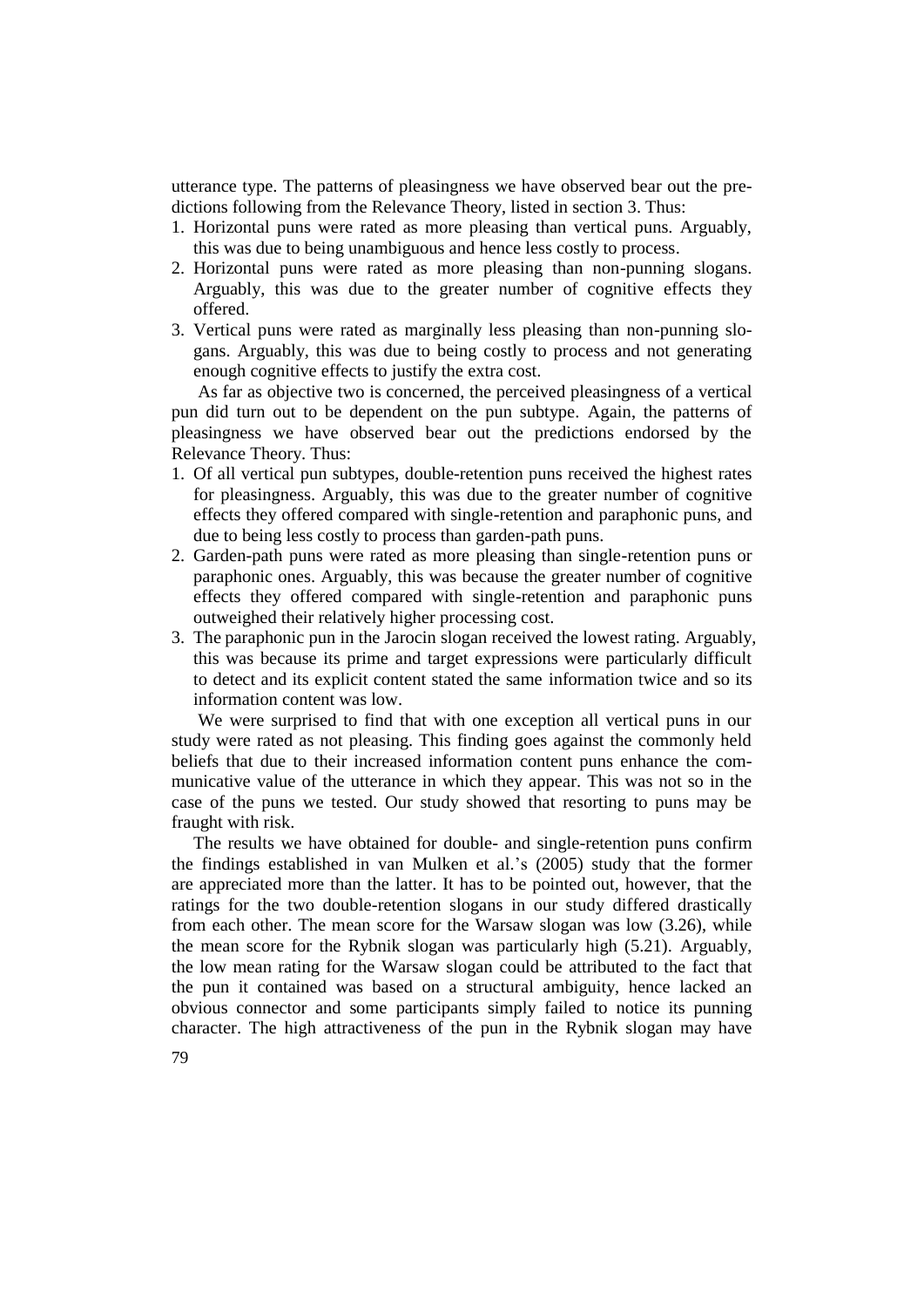utterance type. The patterns of pleasingness we have observed bear out the predictions following from the Relevance Theory, listed in section 3. Thus:

1. Horizontal puns were rated as more pleasing than vertical puns. Arguably, this was due to being unambiguous and hence less costly to process.
2. Horizontal puns were rated as more pleasing than non-punning slogans. Arguably, this was due to the greater number of cognitive effects they offered.
3. Vertical puns were rated as marginally less pleasing than non-punning slogans. Arguably, this was due to being costly to process and not generating enough cognitive effects to justify the extra cost.

As far as objective two is concerned, the perceived pleasingness of a vertical pun did turn out to be dependent on the pun subtype. Again, the patterns of pleasingness we have observed bear out the predictions endorsed by the Relevance Theory. Thus:

1. Of all vertical pun subtypes, double-retention puns received the highest rates for pleasingness. Arguably, this was due to the greater number of cognitive effects they offered compared with single-retention and paraphonic puns, and due to being less costly to process than garden-path puns.
2. Garden-path puns were rated as more pleasing than single-retention puns or paraphonic ones. Arguably, this was because the greater number of cognitive effects they offered compared with single-retention and paraphonic puns outweighed their relatively higher processing cost.
3. The paraphonic pun in the Jarocin slogan received the lowest rating. Arguably, this was because its prime and target expressions were particularly difficult to detect and its explicit content stated the same information twice and so its information content was low.

We were surprised to find that with one exception all vertical puns in our study were rated as not pleasing. This finding goes against the commonly held beliefs that due to their increased information content puns enhance the communicative value of the utterance in which they appear. This was not so in the case of the puns we tested. Our study showed that resorting to puns may be fraught with risk.

The results we have obtained for double- and single-retention puns confirm the findings established in van Mulken et al.'s (2005) study that the former are appreciated more than the latter. It has to be pointed out, however, that the ratings for the two double-retention slogans in our study differed drastically from each other. The mean score for the Warsaw slogan was low (3.26), while the mean score for the Rybnik slogan was particularly high (5.21). Arguably, the low mean rating for the Warsaw slogan could be attributed to the fact that the pun it contained was based on a structural ambiguity, hence lacked an obvious connector and some participants simply failed to notice its punning character. The high attractiveness of the pun in the Rybnik slogan may have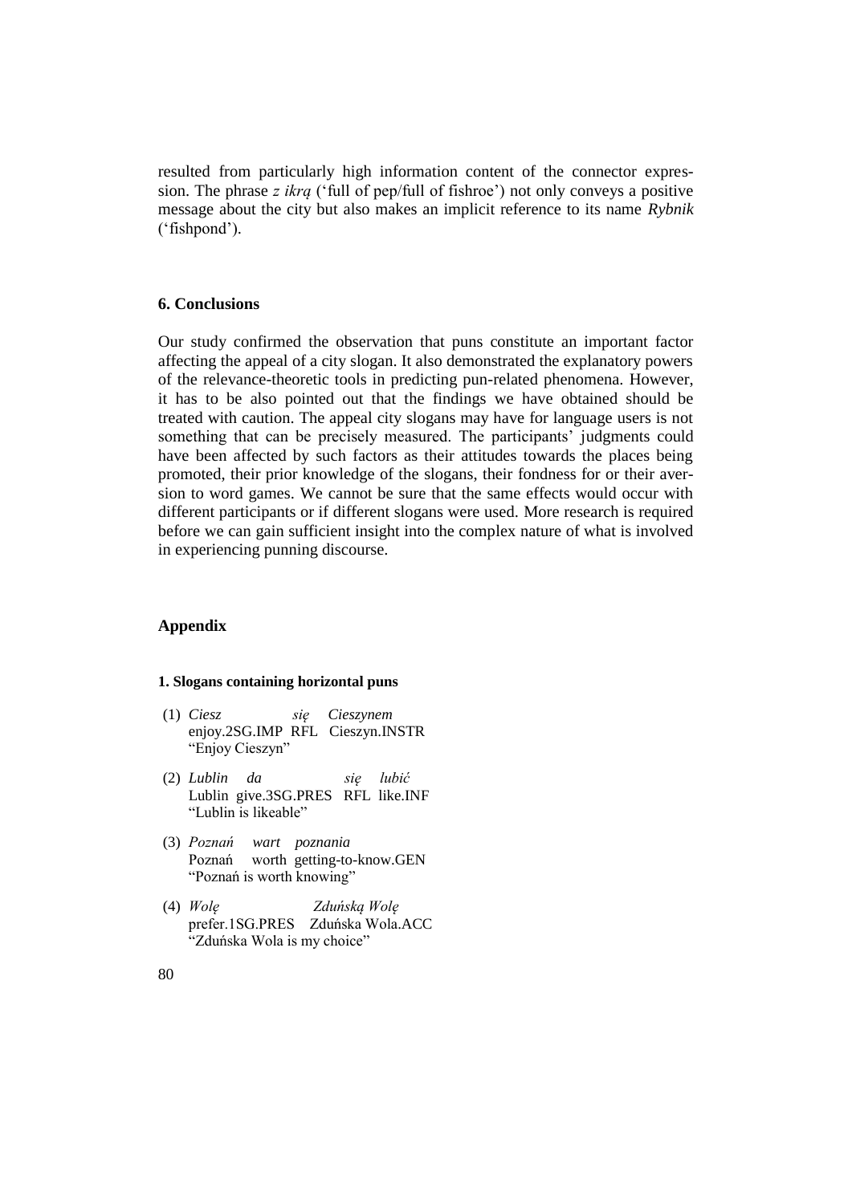resulted from particularly high information content of the connector expression. The phrase *z ikrą* ('full of pep/full of fishroe') not only conveys a positive message about the city but also makes an implicit reference to its name *Rybnik* ('fishpond').

## 6. Conclusions

Our study confirmed the observation that puns constitute an important factor affecting the appeal of a city slogan. It also demonstrated the explanatory powers of the relevance-theoretic tools in predicting pun-related phenomena. However, it has to be also pointed out that the findings we have obtained should be treated with caution. The appeal city slogans may have for language users is not something that can be precisely measured. The participants' judgments could have been affected by such factors as their attitudes towards the places being promoted, their prior knowledge of the slogans, their fondness for or their aversion to word games. We cannot be sure that the same effects would occur with different participants or if different slogans were used. More research is required before we can gain sufficient insight into the complex nature of what is involved in experiencing punning discourse.

## Appendix

#### 1. Slogans containing horizontal puns

(1) *Ciesz się Cieszynem*
enjoy.2SG.IMP RFL Cieszyn.INSTR
"Enjoy Cieszyn"

(2) *Lublin da się lubić*
Lublin give.3SG.PRES RFL like.INF
"Lublin is likeable"

(3) *Poznań wart poznania*
Poznań worth getting-to-know.GEN
"Poznań is worth knowing"

(4) *Wolę Zduńską Wolę*
prefer.1SG.PRES Zduńska Wola.ACC
"Zduńska Wola is my choice"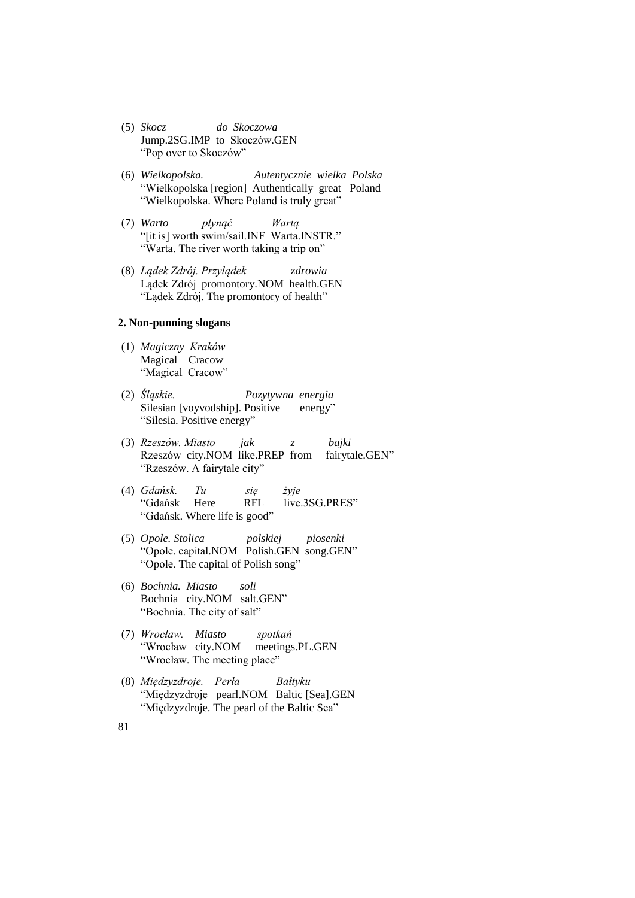(5) *Skocz do Skoczowa*
Jump.2SG.IMP to Skoczów.GEN
"Pop over to Skoczów"

(6) *Wielkopolska. Autentycznie wielka Polska*
"Wielkopolska [region] Authentically great Poland
"Wielkopolska. Where Poland is truly great"

(7) *Warto płynąć Wartą*
"[it is] worth swim/sail.INF Warta.INSTR."
"Warta. The river worth taking a trip on"

(8) *Lądek Zdrój. Przylądek zdrowia*
Lądek Zdrój promontory.NOM health.GEN
"Lądek Zdrój. The promontory of health"

**2. Non-punning slogans**

(1) *Magiczny Kraków*
Magical Cracow
"Magical Cracow"

(2) *Śląskie. Pozytywna energia*
Silesian [voyvodship]. Positive energy"
"Silesia. Positive energy"

(3) *Rzeszów. Miasto jak z bajki*
Rzeszów city.NOM like.PREP from fairytale.GEN"
"Rzeszów. A fairytale city"

(4) *Gdańsk. Tu się żyje*
"Gdańsk Here RFL live.3SG.PRES"
"Gdańsk. Where life is good"

(5) *Opole. Stolica polskiej piosenki*
"Opole. capital.NOM Polish.GEN song.GEN"
"Opole. The capital of Polish song"

(6) *Bochnia. Miasto soli*
Bochnia city.NOM salt.GEN"
"Bochnia. The city of salt"

(7) *Wrocław. Miasto spotkań*
"Wrocław city.NOM meetings.PL.GEN
"Wrocław. The meeting place"

(8) *Międzyzdroje. Perła Bałtyku*
"Międzyzdroje pearl.NOM Baltic [Sea].GEN
"Międzyzdroje. The pearl of the Baltic Sea"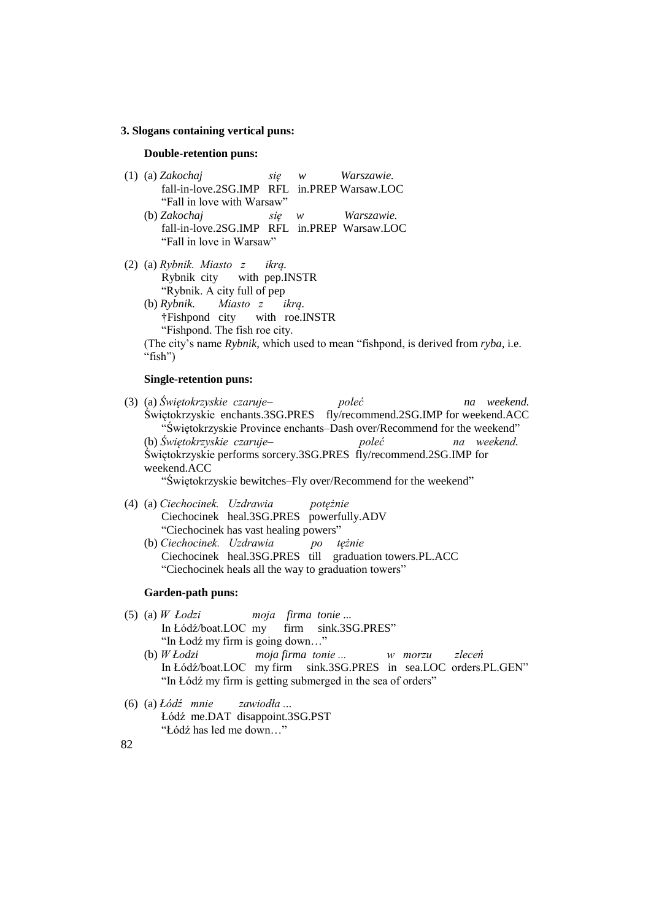**3. Slogans containing vertical puns:**

**Double-retention puns:**

(1) (a) *Zakochaj się w Warszawie.*
fall-in-love.2SG.IMP RFL in.PREP Warsaw.LOC
"Fall in love with Warsaw"
(b) *Zakochaj się w Warszawie.*
fall-in-love.2SG.IMP RFL in.PREP Warsaw.LOC
"Fall in love in Warsaw"

(2) (a) *Rybnik. Miasto z ikrą.*
Rybnik city with pep.INSTR
"Rybnik. A city full of pep
(b) *Rybnik. Miasto z ikrą.*
†Fishpond city with roe.INSTR
"Fishpond. The fish roe city.
(The city's name *Rybnik,* which used to mean "fishpond, is derived from *ryba*, i.e. "fish")

**Single-retention puns:**

(3) (a) *Świętokrzyskie czaruje– poleć na weekend.*
Świętokrzyskie enchants.3SG.PRES fly/recommend.2SG.IMP for weekend.ACC
"Świętokrzyskie Province enchants–Dash over/Recommend for the weekend"
(b) *Świętokrzyskie czaruje– poleć na weekend.*
Świętokrzyskie performs sorcery.3SG.PRES fly/recommend.2SG.IMP for weekend.ACC
"Świętokrzyskie bewitches–Fly over/Recommend for the weekend"

(4) (a) *Ciechocinek. Uzdrawia potężnie*
Ciechocinek heal.3SG.PRES powerfully.ADV
"Ciechocinek has vast healing powers"
(b) *Ciechocinek. Uzdrawia po tężnie*
Ciechocinek heal.3SG.PRES till graduation towers.PL.ACC
"Ciechocinek heals all the way to graduation towers"

**Garden-path puns:**

(5) (a) *W Łodzi moja firma tonie ...*
In Łódź/boat.LOC my firm sink.3SG.PRES"
"In Łodź my firm is going down…"
(b) *W Łodzi moja firma tonie ... w morzu zleceń*
In Łódź/boat.LOC my firm sink.3SG.PRES in sea.LOC orders.PL.GEN"
"In Łódź my firm is getting submerged in the sea of orders"

(6) (a) *Łódź mnie zawiodła ...*
Łódź me.DAT disappoint.3SG.PST
"Łódź has led me down…"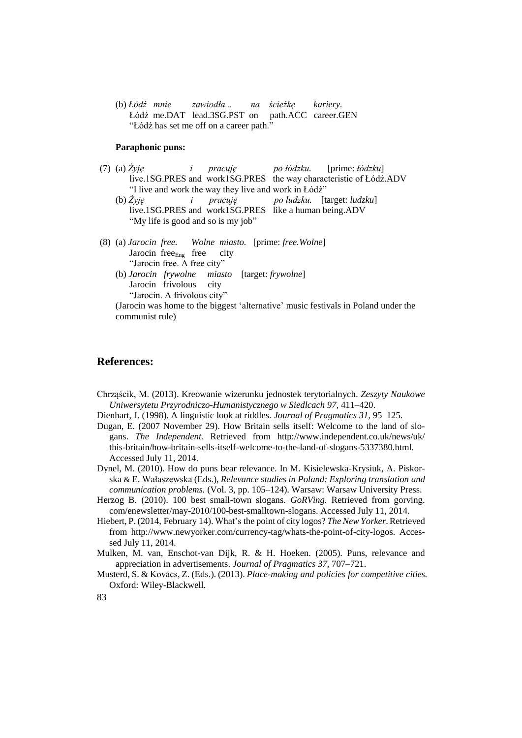(b) *Łódź mnie zawiodła... na ścieżkę kariery*.
Łódź me.DAT lead.3SG.PST on path.ACC career.GEN
"Łódź has set me off on a career path."

**Paraphonic puns:**

(7) (a) *Żyję i pracuję po łódzku.* [prime: *łódzku*]
live.1SG.PRES and work1SG.PRES the way characteristic of Łódź.ADV
"I live and work the way they live and work in Łódź"
(b) *Żyję i pracuję po ludzku.* [target: *ludzku*]
live.1SG.PRES and work1SG.PRES like a human being.ADV
"My life is good and so is my job"

(8) (a) *Jarocin free. Wolne miasto.* [prime: *free.Wolne*]
Jarocin free$_{Eng}$ free city
"Jarocin free. A free city"
(b) *Jarocin frywolne miasto* [target: *frywolne*]
Jarocin frivolous city
"Jarocin. A frivolous city"
(Jarocin was home to the biggest 'alternative' music festivals in Poland under the communist rule)

## References:

Chrząścik, M. (2013). Kreowanie wizerunku jednostek terytorialnych. *Zeszyty Naukowe Uniwersytetu Przyrodniczo-Humanistycznego w Siedlcach 97*, 411–420.

Dienhart, J. (1998). A linguistic look at riddles. *Journal of Pragmatics 31*, 95–125.

Dugan, E. (2007 November 29). How Britain sells itself: Welcome to the land of slogans. *The Independent.* Retrieved from http://www.independent.co.uk/news/uk/this-britain/how-britain-sells-itself-welcome-to-the-land-of-slogans-5337380.html. Accessed July 11, 2014.

Dynel, M. (2010). How do puns bear relevance. In M. Kisielewska-Krysiuk, A. Piskorska & E. Wałaszewska (Eds.), *Relevance studies in Poland: Exploring translation and communication problems.* (Vol. 3, pp. 105–124). Warsaw: Warsaw University Press.

Herzog B. (2010). 100 best small-town slogans. *GoRVing.* Retrieved from gorving.com/enewsletter/may-2010/100-best-smalltown-slogans. Accessed July 11, 2014.

Hiebert, P. (2014, February 14). What's the point of city logos? *The New Yorker*. Retrieved from http://www.newyorker.com/currency-tag/whats-the-point-of-city-logos. Accessed July 11, 2014.

Mulken, M. van, Enschot-van Dijk, R. & H. Hoeken. (2005). Puns, relevance and appreciation in advertisements. *Journal of Pragmatics 37*, 707–721.

Musterd, S. & Kovács, Z. (Eds.). (2013). *Place-making and policies for competitive cities.* Oxford: Wiley-Blackwell.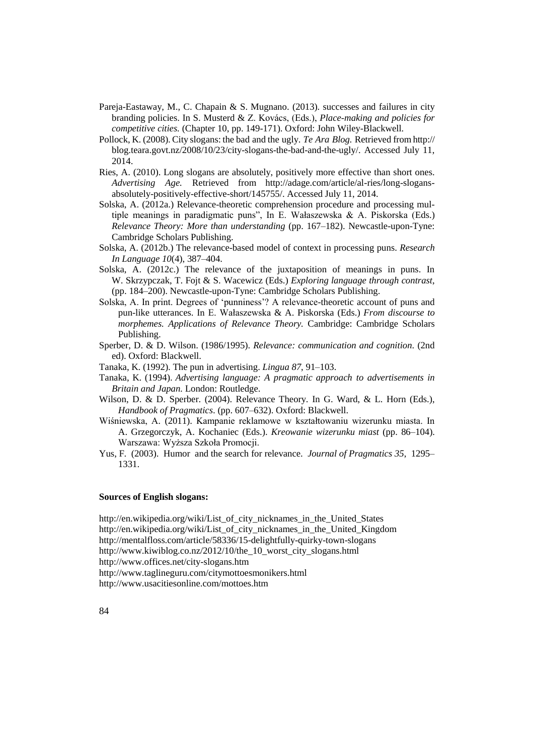Pareja-Eastaway, M., C. Chapain & S. Mugnano. (2013). successes and failures in city branding policies. In S. Musterd & Z. Kovács, (Eds.), *Place-making and policies for competitive cities.* (Chapter 10, pp. 149-171). Oxford: John Wiley-Blackwell.

Pollock, K. (2008). City slogans: the bad and the ugly. *Te Ara Blog.* Retrieved from http://blog.teara.govt.nz/2008/10/23/city-slogans-the-bad-and-the-ugly/. Accessed July 11, 2014.

Ries, A. (2010). Long slogans are absolutely, positively more effective than short ones. *Advertising Age.* Retrieved from http://adage.com/article/al-ries/long-slogans-absolutely-positively-effective-short/145755/. Accessed July 11, 2014.

Solska, A. (2012a.) Relevance-theoretic comprehension procedure and processing multiple meanings in paradigmatic puns", In E. Wałaszewska & A. Piskorska (Eds.) *Relevance Theory: More than understanding* (pp. 167–182). Newcastle-upon-Tyne: Cambridge Scholars Publishing.

Solska, A. (2012b.) The relevance-based model of context in processing puns. *Research In Language 10*(4), 387–404.

Solska, A. (2012c.) The relevance of the juxtaposition of meanings in puns. In W. Skrzypczak, T. Fojt & S. Wacewicz (Eds.) *Exploring language through contrast*, (pp. 184–200). Newcastle-upon-Tyne: Cambridge Scholars Publishing.

Solska, A. In print. Degrees of 'punniness'? A relevance-theoretic account of puns and pun-like utterances. In E. Wałaszewska & A. Piskorska (Eds.) *From discourse to morphemes. Applications of Relevance Theory.* Cambridge: Cambridge Scholars Publishing.

Sperber, D. & D. Wilson. (1986/1995). *Relevance: communication and cognition*. (2nd ed). Oxford: Blackwell.

Tanaka, K. (1992). The pun in advertising. *Lingua 87*, 91–103.

Tanaka, K. (1994). *Advertising language: A pragmatic approach to advertisements in Britain and Japan.* London: Routledge.

Wilson, D. & D. Sperber. (2004). Relevance Theory. In G. Ward, & L. Horn (Eds.), *Handbook of Pragmatics*. (pp. 607–632). Oxford: Blackwell.

Wiśniewska, A. (2011). Kampanie reklamowe w kształtowaniu wizerunku miasta. In A. Grzegorczyk, A. Kochaniec (Eds.). *Kreowanie wizerunku miast* (pp. 86–104). Warszawa: Wyższa Szkoła Promocji.

Yus, F. (2003). Humor and the search for relevance. *Journal of Pragmatics 35*, 1295–1331.

**Sources of English slogans:**

http://en.wikipedia.org/wiki/List_of_city_nicknames_in_the_United_States
http://en.wikipedia.org/wiki/List_of_city_nicknames_in_the_United_Kingdom
http://mentalfloss.com/article/58336/15-delightfully-quirky-town-slogans
http://www.kiwiblog.co.nz/2012/10/the_10_worst_city_slogans.html
http://www.offices.net/city-slogans.htm
http://www.taglineguru.com/citymottoesmonikers.html
http://www.usacitiesonline.com/mottoes.htm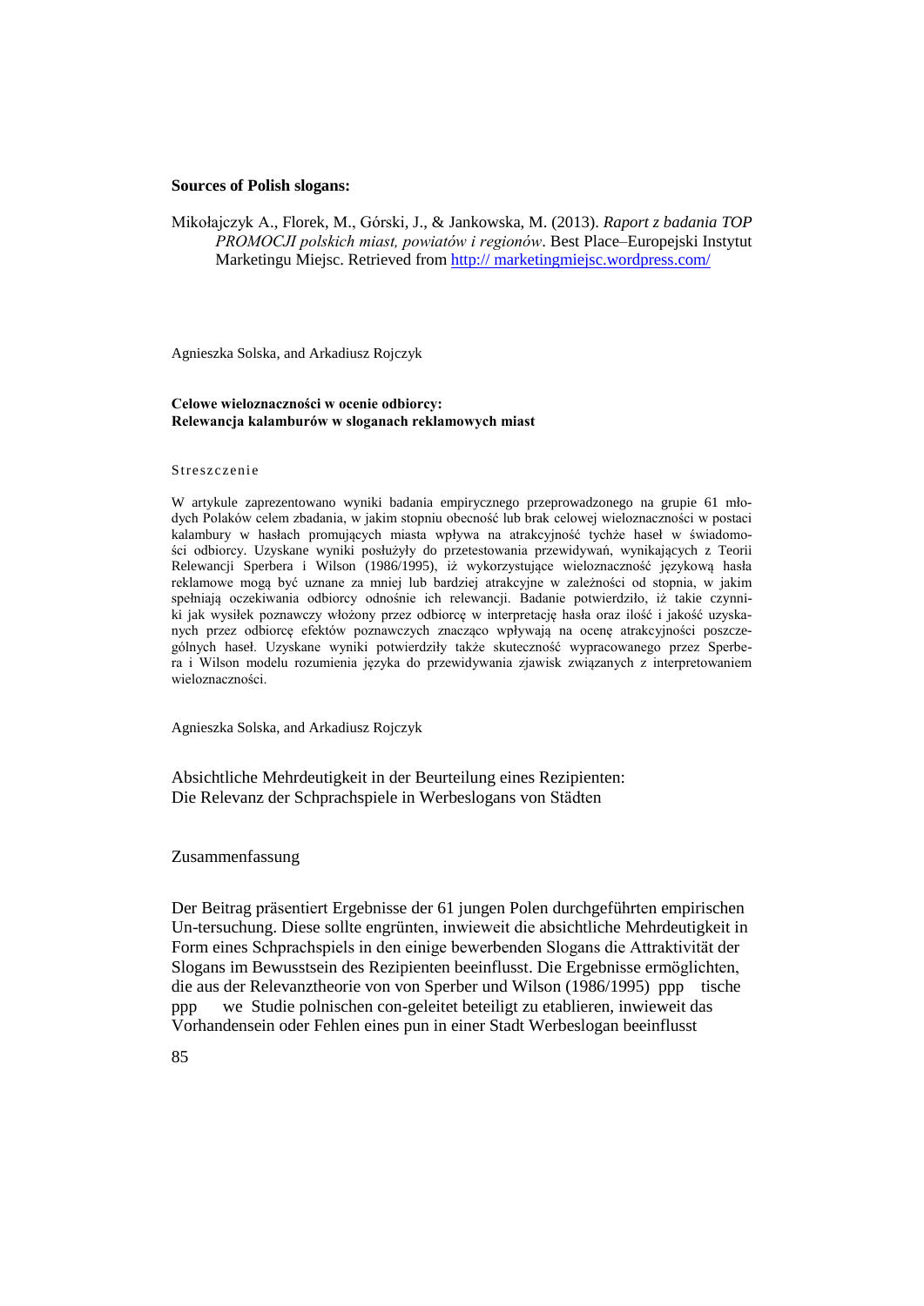**Sources of Polish slogans:**

Mikołajczyk A., Florek, M., Górski, J., & Jankowska, M. (2013). *Raport z badania TOP PROMOCJI polskich miast, powiatów i regionów*. Best Place–Europejski Instytut Marketingu Miejsc. Retrieved from http:// marketingmiejsc.wordpress.com/

Agnieszka Solska, and Arkadiusz Rojczyk

**Celowe wieloznaczności w ocenie odbiorcy:**
**Relewancja kalamburów w sloganach reklamowych miast**

Streszczenie

W artykule zaprezentowano wyniki badania empirycznego przeprowadzonego na grupie 61 młodych Polaków celem zbadania, w jakim stopniu obecność lub brak celowej wieloznaczności w postaci kalambury w hasłach promujących miasta wpływa na atrakcyjność tychże haseł w świadomości odbiorcy. Uzyskane wyniki posłużyły do przetestowania przewidywań, wynikających z Teorii Relewancji Sperbera i Wilson (1986/1995), iż wykorzystujące wieloznaczność językową hasła reklamowe mogą być uznane za mniej lub bardziej atrakcyjne w zależności od stopnia, w jakim spełniają oczekiwania odbiorcy odnośnie ich relewancji. Badanie potwierdziło, iż takie czynniki jak wysiłek poznawczy włożony przez odbiorcę w interpretację hasła oraz ilość i jakość uzyskanych przez odbiorcę efektów poznawczych znacząco wpływają na ocenę atrakcyjności poszczególnych haseł. Uzyskane wyniki potwierdziły także skuteczność wypracowanego przez Sperbera i Wilson modelu rozumienia języka do przewidywania zjawisk związanych z interpretowaniem wieloznaczności.

Agnieszka Solska, and Arkadiusz Rojczyk

Absichtliche Mehrdeutigkeit in der Beurteilung eines Rezipienten:
Die Relevanz der Schprachspiele in Werbeslogans von Städten

Zusammenfassung

Der Beitrag präsentiert Ergebnisse der 61 jungen Polen durchgeführten empirischen Un-tersuchung. Diese sollte engrünten, inwieweit die absichtliche Mehrdeutigkeit in Form eines Schprachspiels in den einige bewerbenden Slogans die Attraktivität der Slogans im Bewusstsein des Rezipienten beeinflusst. Die Ergebnisse ermöglichten, die aus der Relevanztheorie von von Sperber und Wilson (1986/1995) ppp tische ppp we Studie polnischen con-geleitet beteiligt zu etablieren, inwieweit das Vorhandensein oder Fehlen eines pun in einer Stadt Werbeslogan beeinflusst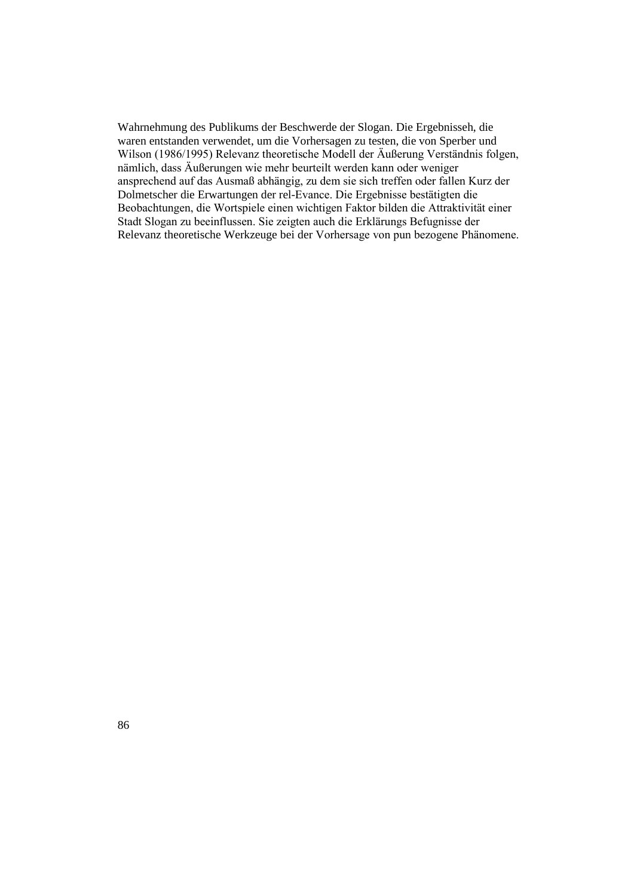Wahrnehmung des Publikums der Beschwerde der Slogan. Die Ergebnisseh, die waren entstanden verwendet, um die Vorhersagen zu testen, die von Sperber und Wilson (1986/1995) Relevanz theoretische Modell der Äußerung Verständnis folgen, nämlich, dass Äußerungen wie mehr beurteilt werden kann oder weniger ansprechend auf das Ausmaß abhängig, zu dem sie sich treffen oder fallen Kurz der Dolmetscher die Erwartungen der rel-Evance. Die Ergebnisse bestätigten die Beobachtungen, die Wortspiele einen wichtigen Faktor bilden die Attraktivität einer Stadt Slogan zu beeinflussen. Sie zeigten auch die Erklärungs Befugnisse der Relevanz theoretische Werkzeuge bei der Vorhersage von pun bezogene Phänomene.